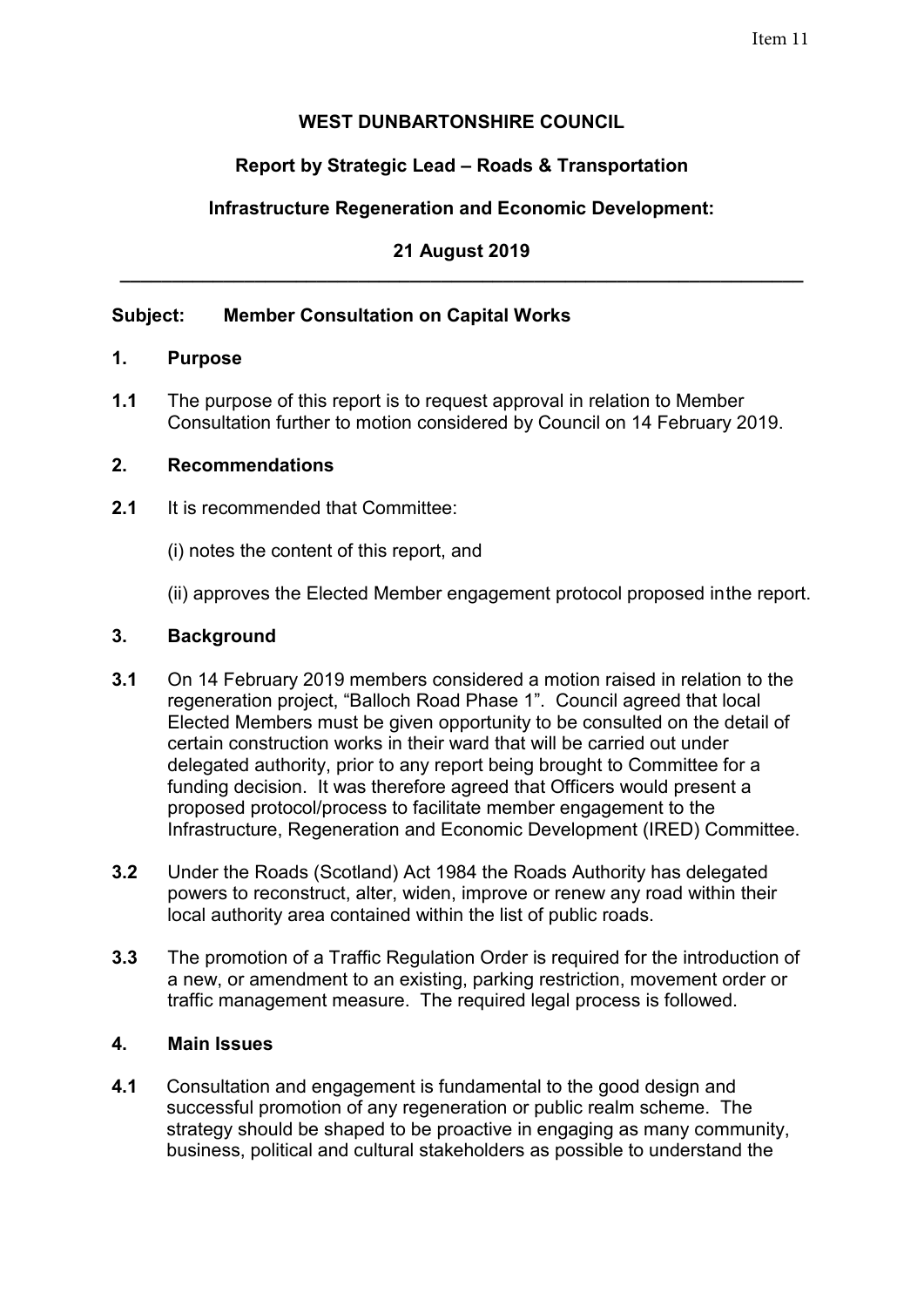**WEST DUNBARTONSHIRE COUNCIL**

**Report by Strategic Lead – Roads & Transportation**

**Infrastructure Regeneration and Economic Development:**

**21 August 2019**

---

**Subject: Member Consultation on Capital Works**

## 1. Purpose

**1.1** The purpose of this report is to request approval in relation to Member Consultation further to motion considered by Council on 14 February 2019.

## 2. Recommendations

**2.1** It is recommended that Committee:

(i) notes the content of this report, and

(ii) approves the Elected Member engagement protocol proposed inthe report.

## 3. Background

**3.1** On 14 February 2019 members considered a motion raised in relation to the regeneration project, "Balloch Road Phase 1". Council agreed that local Elected Members must be given opportunity to be consulted on the detail of certain construction works in their ward that will be carried out under delegated authority, prior to any report being brought to Committee for a funding decision. It was therefore agreed that Officers would present a proposed protocol/process to facilitate member engagement to the Infrastructure, Regeneration and Economic Development (IRED) Committee.

**3.2** Under the Roads (Scotland) Act 1984 the Roads Authority has delegated powers to reconstruct, alter, widen, improve or renew any road within their local authority area contained within the list of public roads.

**3.3** The promotion of a Traffic Regulation Order is required for the introduction of a new, or amendment to an existing, parking restriction, movement order or traffic management measure. The required legal process is followed.

## 4. Main Issues

**4.1** Consultation and engagement is fundamental to the good design and successful promotion of any regeneration or public realm scheme. The strategy should be shaped to be proactive in engaging as many community, business, political and cultural stakeholders as possible to understand the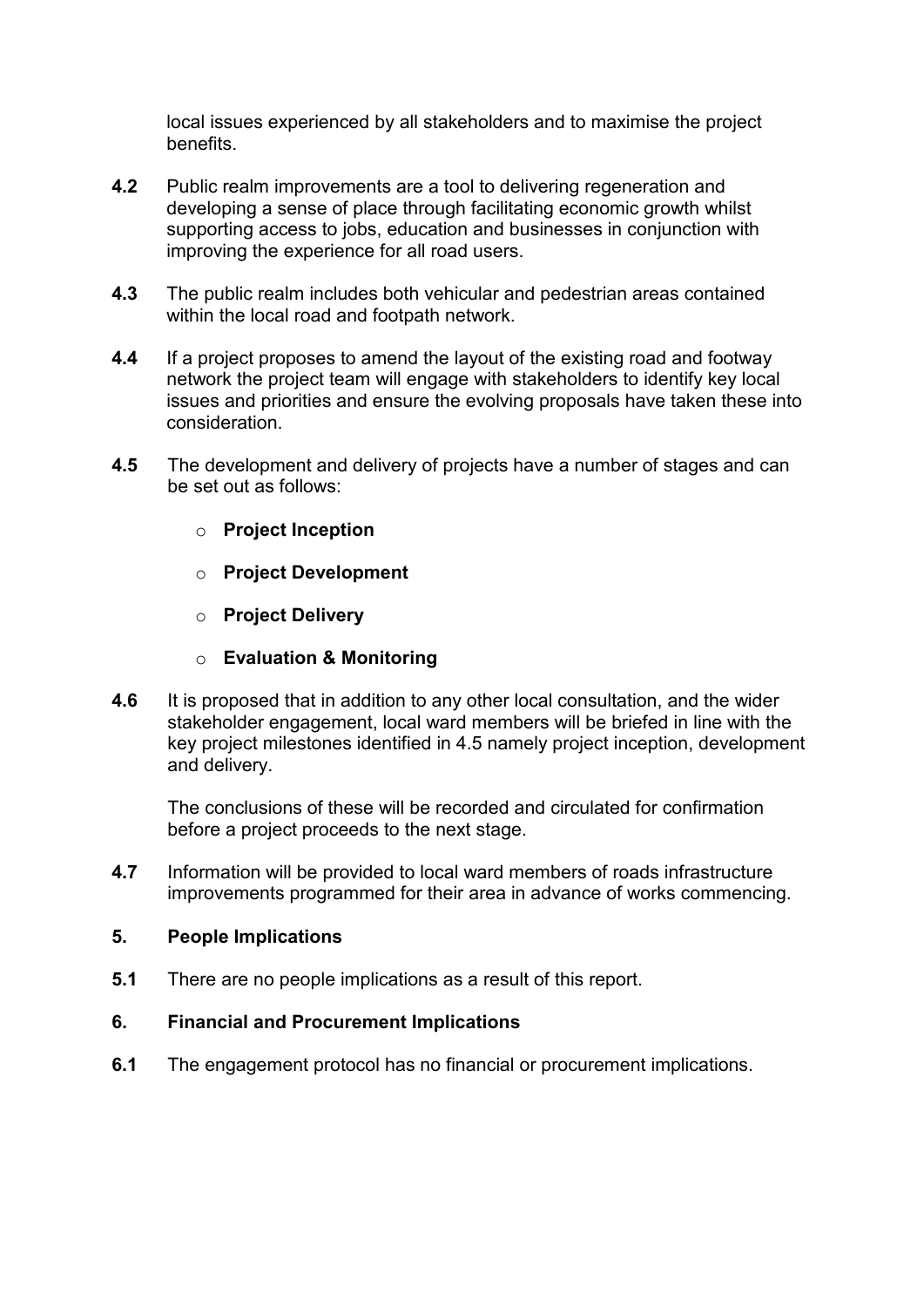local issues experienced by all stakeholders and to maximise the project benefits.

**4.2** Public realm improvements are a tool to delivering regeneration and developing a sense of place through facilitating economic growth whilst supporting access to jobs, education and businesses in conjunction with improving the experience for all road users.

**4.3** The public realm includes both vehicular and pedestrian areas contained within the local road and footpath network.

**4.4** If a project proposes to amend the layout of the existing road and footway network the project team will engage with stakeholders to identify key local issues and priorities and ensure the evolving proposals have taken these into consideration.

**4.5** The development and delivery of projects have a number of stages and can be set out as follows:

- **Project Inception**
- **Project Development**
- **Project Delivery**
- **Evaluation & Monitoring**

**4.6** It is proposed that in addition to any other local consultation, and the wider stakeholder engagement, local ward members will be briefed in line with the key project milestones identified in 4.5 namely project inception, development and delivery.

The conclusions of these will be recorded and circulated for confirmation before a project proceeds to the next stage.

**4.7** Information will be provided to local ward members of roads infrastructure improvements programmed for their area in advance of works commencing.

## 5. People Implications

**5.1** There are no people implications as a result of this report.

## 6. Financial and Procurement Implications

**6.1** The engagement protocol has no financial or procurement implications.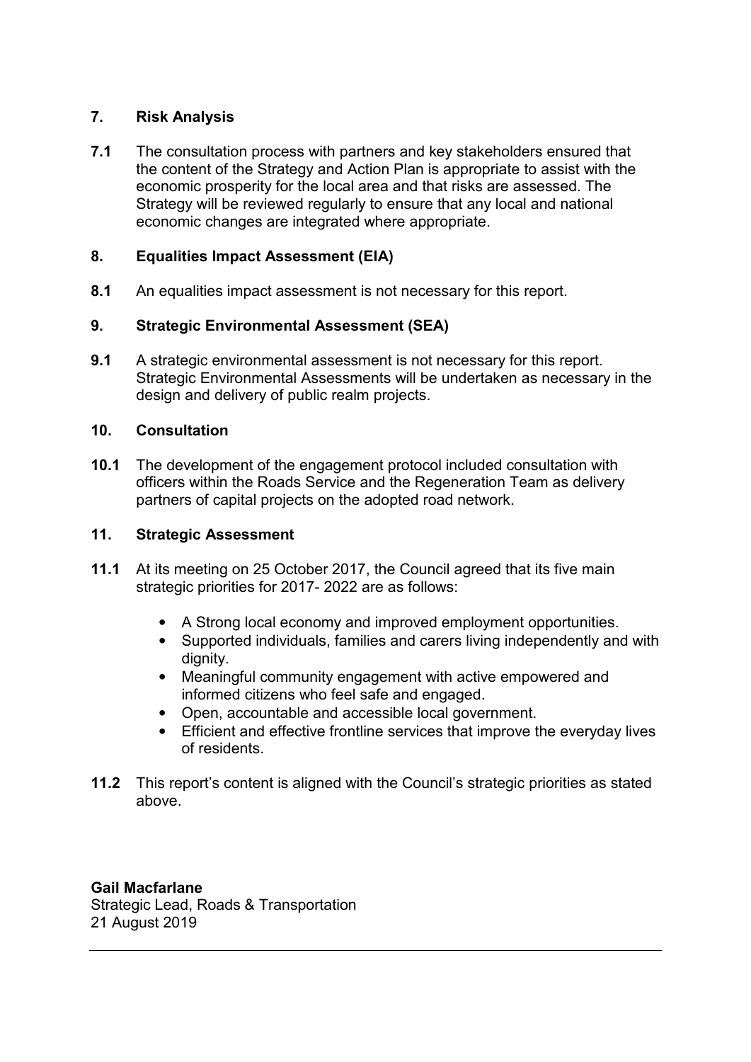## 7. Risk Analysis

**7.1** The consultation process with partners and key stakeholders ensured that the content of the Strategy and Action Plan is appropriate to assist with the economic prosperity for the local area and that risks are assessed. The Strategy will be reviewed regularly to ensure that any local and national economic changes are integrated where appropriate.

## 8. Equalities Impact Assessment (EIA)

**8.1** An equalities impact assessment is not necessary for this report.

## 9. Strategic Environmental Assessment (SEA)

**9.1** A strategic environmental assessment is not necessary for this report. Strategic Environmental Assessments will be undertaken as necessary in the design and delivery of public realm projects.

## 10. Consultation

**10.1** The development of the engagement protocol included consultation with officers within the Roads Service and the Regeneration Team as delivery partners of capital projects on the adopted road network.

## 11. Strategic Assessment

**11.1** At its meeting on 25 October 2017, the Council agreed that its five main strategic priorities for 2017- 2022 are as follows:

- A Strong local economy and improved employment opportunities.
- Supported individuals, families and carers living independently and with dignity.
- Meaningful community engagement with active empowered and informed citizens who feel safe and engaged.
- Open, accountable and accessible local government.
- Efficient and effective frontline services that improve the everyday lives of residents.

**11.2** This report's content is aligned with the Council's strategic priorities as stated above.

**Gail Macfarlane**
Strategic Lead, Roads & Transportation
21 August 2019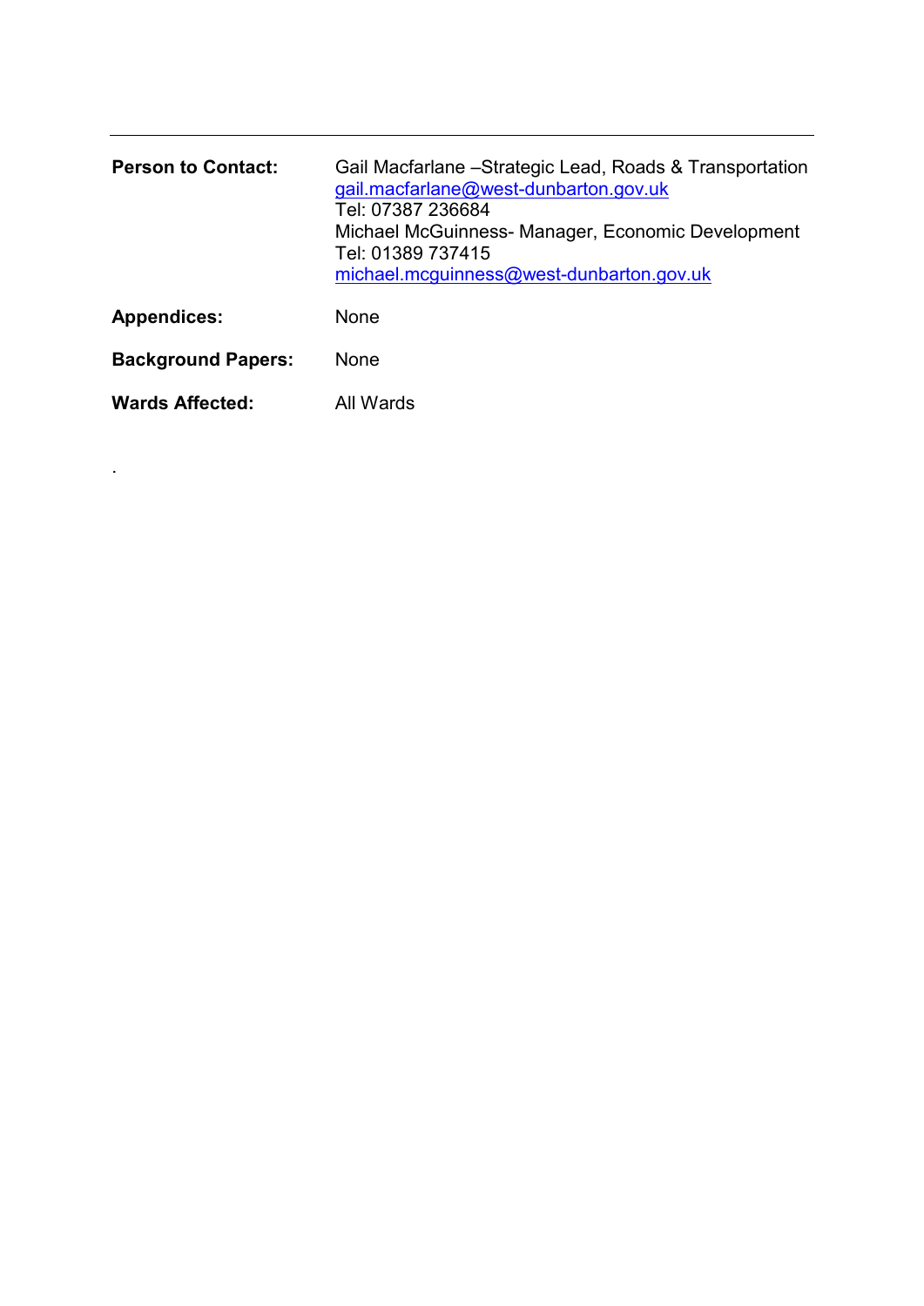---

**Person to Contact:** Gail Macfarlane –Strategic Lead, Roads & Transportation
gail.macfarlane@west-dunbarton.gov.uk
Tel: 07387 236684
Michael McGuinness- Manager, Economic Development
Tel: 01389 737415
michael.mcguinness@west-dunbarton.gov.uk

**Appendices:** None

**Background Papers:** None

**Wards Affected:** All Wards

.